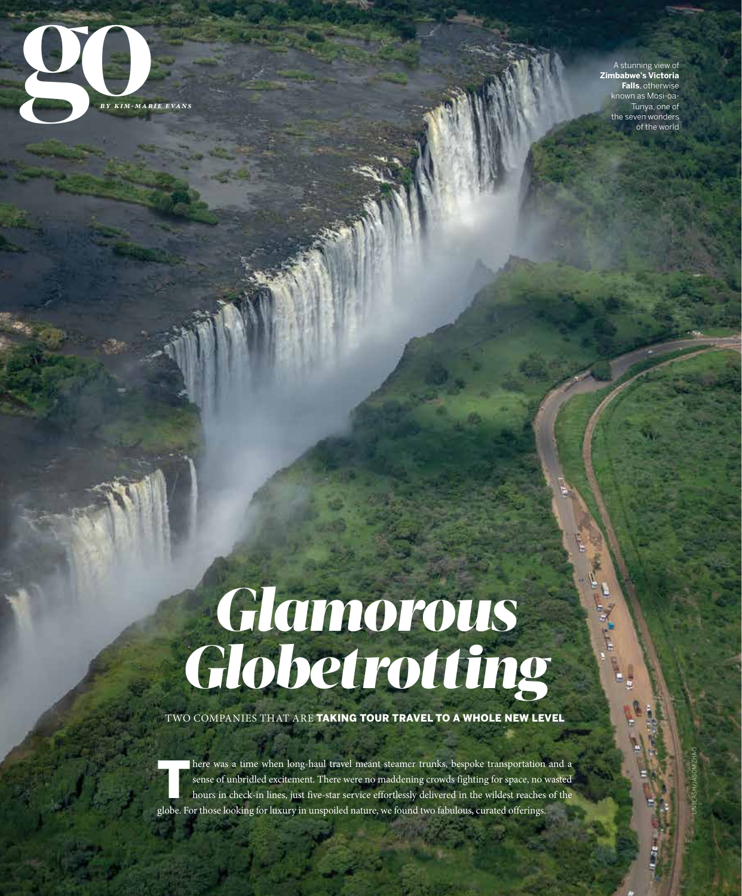go

*BY KIM-MARIE EVANS*

A stunning view of **Zimbabwe's Victoria Falls**, otherwise known as Mosi-oa-Tunya, one of the seven wonders of the world

# *Glamorous Globetrotting*

TWO COMPANIES THAT ARE **TAKING TOUR TRAVEL TO A WHOLE NEW LEVEL**

There was a time when long-haul travel meant steamer trunks, bespoke transportation and a sense of unbridled excitement. There were no maddening crowds fighting for space, no wasted hours in check-in lines, just five-star service effortlessly delivered in the wildest reaches of the globe. For those looking for luxury in unspoiled nature, we found two fabulous, curated offerings.

UNSLASH/JASOMZHAO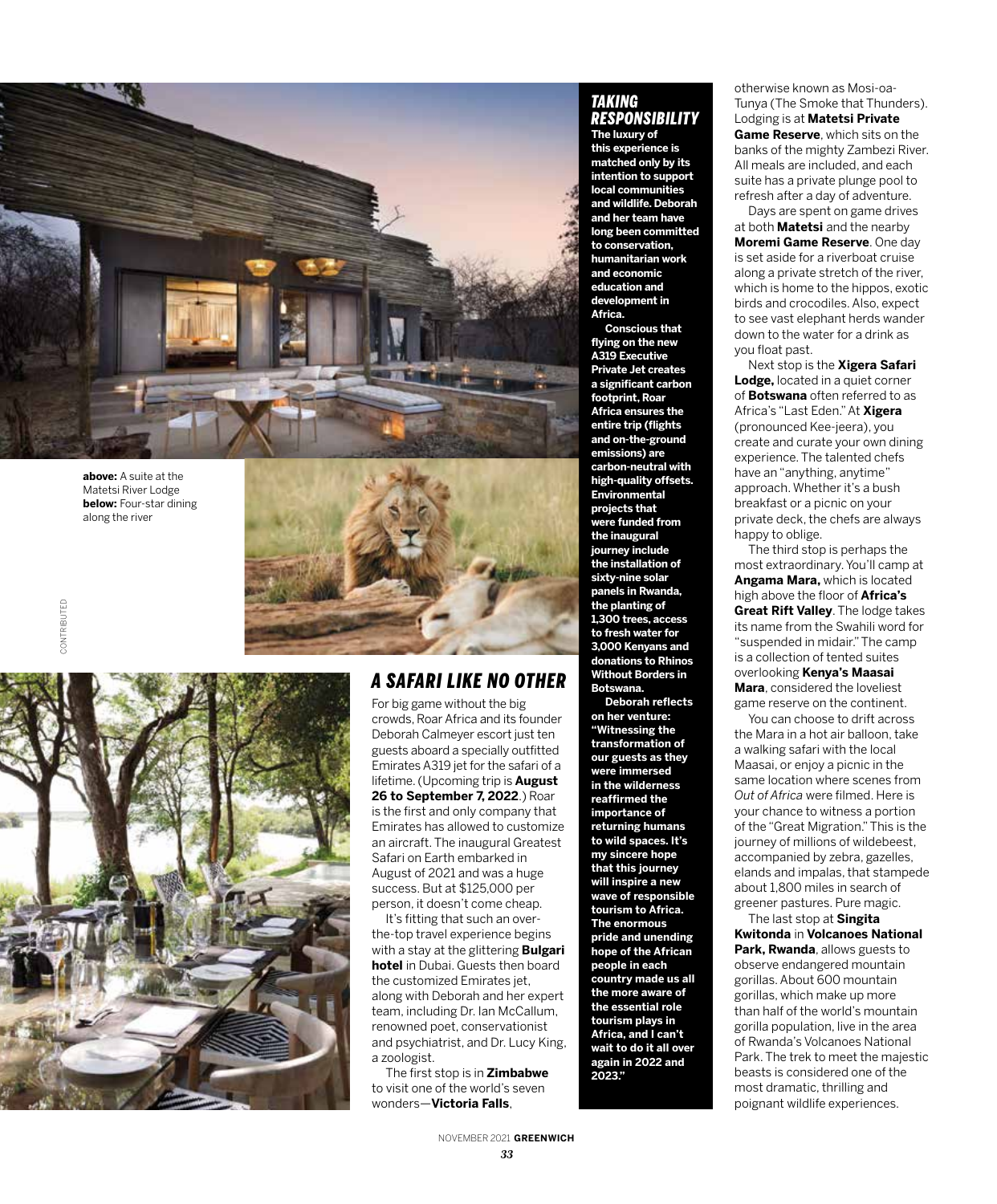**above:** A suite at the Matetsi River Lodge
**below:** Four-star dining along the river

## A SAFARI LIKE NO OTHER

For big game without the big crowds, Roar Africa and its founder Deborah Calmeyer escort just ten guests aboard a specially outfitted Emirates A319 jet for the safari of a lifetime. (Upcoming trip is **August 26 to September 7, 2022**.) Roar is the first and only company that Emirates has allowed to customize an aircraft. The inaugural Greatest Safari on Earth embarked in August of 2021 and was a huge success. But at $125,000 per person, it doesn't come cheap.

It's fitting that such an over-the-top travel experience begins with a stay at the glittering **Bulgari hotel** in Dubai. Guests then board the customized Emirates jet, along with Deborah and her expert team, including Dr. Ian McCallum, renowned poet, conservationist and psychiatrist, and Dr. Lucy King, a zoologist.

The first stop is in **Zimbabwe** to visit one of the world's seven wonders—**Victoria Falls**, otherwise known as Mosi-oa-Tunya (The Smoke that Thunders). Lodging is at **Matetsi Private Game Reserve**, which sits on the banks of the mighty Zambezi River. All meals are included, and each suite has a private plunge pool to refresh after a day of adventure.

Days are spent on game drives at both **Matetsi** and the nearby **Moremi Game Reserve**. One day is set aside for a riverboat cruise along a private stretch of the river, which is home to the hippos, exotic birds and crocodiles. Also, expect to see vast elephant herds wander down to the water for a drink as you float past.

Next stop is the **Xigera Safari Lodge,** located in a quiet corner of **Botswana** often referred to as Africa's "Last Eden." At **Xigera** (pronounced Kee-jeera), you create and curate your own dining experience. The talented chefs have an "anything, anytime" approach. Whether it's a bush breakfast or a picnic on your private deck, the chefs are always happy to oblige.

The third stop is perhaps the most extraordinary. You'll camp at **Angama Mara,** which is located high above the floor of **Africa's Great Rift Valley**. The lodge takes its name from the Swahili word for "suspended in midair." The camp is a collection of tented suites overlooking **Kenya's Maasai Mara**, considered the loveliest game reserve on the continent.

You can choose to drift across the Mara in a hot air balloon, take a walking safari with the local Maasai, or enjoy a picnic in the same location where scenes from *Out of Africa* were filmed. Here is your chance to witness a portion of the "Great Migration." This is the journey of millions of wildebeest, accompanied by zebra, gazelles, elands and impalas, that stampede about 1,800 miles in search of greener pastures. Pure magic.

The last stop at **Singita Kwitonda** in **Volcanoes National Park, Rwanda**, allows guests to observe endangered mountain gorillas. About 600 mountain gorillas, which make up more than half of the world's mountain gorilla population, live in the area of Rwanda's Volcanoes National Park. The trek to meet the majestic beasts is considered one of the most dramatic, thrilling and poignant wildlife experiences.

### TAKING RESPONSIBILITY

**The luxury of this experience is matched only by its intention to support local communities and wildlife. Deborah and her team have long been committed to conservation, humanitarian work and economic education and development in Africa.**

**Conscious that flying on the new A319 Executive Private Jet creates a significant carbon footprint, Roar Africa ensures the entire trip (flights and on-the-ground emissions) are carbon-neutral with high-quality offsets. Environmental projects that were funded from the inaugural journey include the installation of sixty-nine solar panels in Rwanda, the planting of 1,300 trees, access to fresh water for 3,000 Kenyans and donations to Rhinos Without Borders in Botswana.**

**Deborah reflects on her venture: "Witnessing the transformation of our guests as they were immersed in the wilderness reaffirmed the importance of returning humans to wild spaces. It's my sincere hope that this journey will inspire a new wave of responsible tourism to Africa. The enormous pride and unending hope of the African people in each country made us all the more aware of the essential role tourism plays in Africa, and I can't wait to do it all over again in 2022 and 2023."**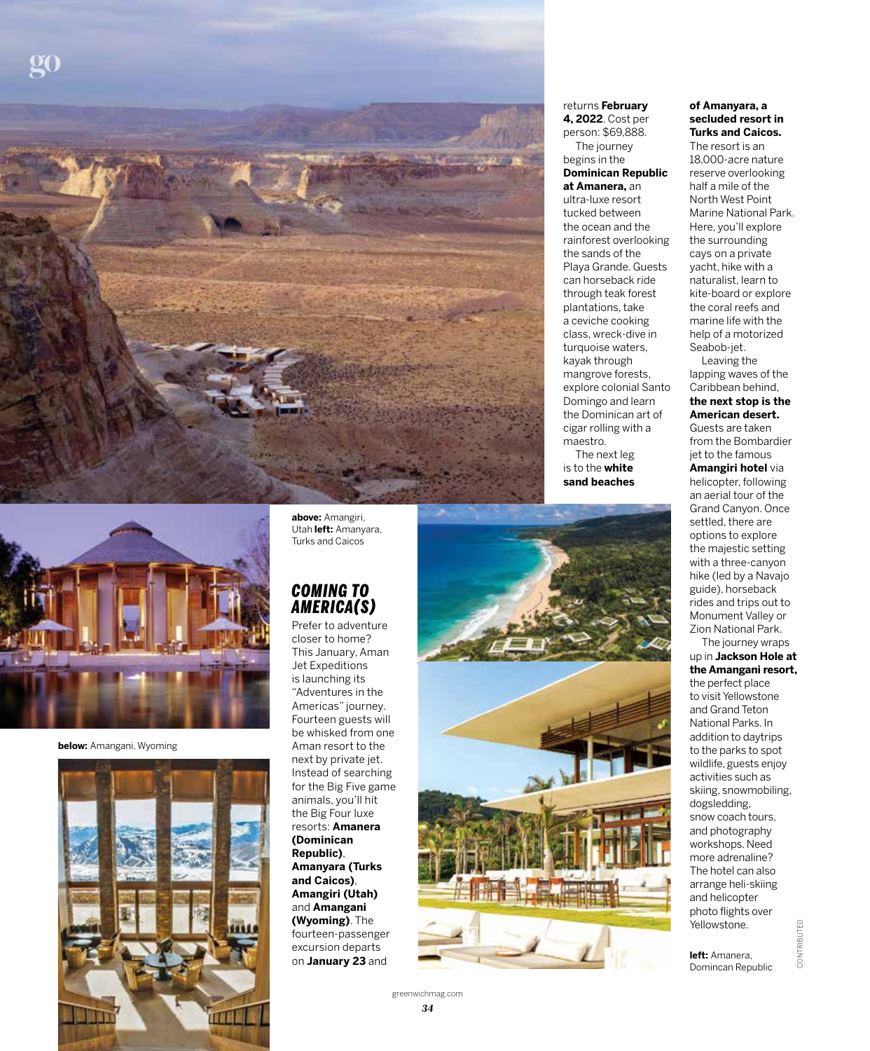above: Amangiri, Utah **left:** Amanyara, Turks and Caicos

below: Amangani, Wyoming

## COMING TO AMERICA(S)

Prefer to adventure closer to home? This January, Aman Jet Expeditions is launching its "Adventures in the Americas" journey. Fourteen guests will be whisked from one Aman resort to the next by private jet. Instead of searching for the Big Five game animals, you'll hit the Big Four luxe resorts: **Amanera (Dominican Republic)**, **Amanyara (Turks and Caicos)**, **Amangiri (Utah)** and **Amangani (Wyoming)**. The fourteen-passenger excursion departs on **January 23** and returns **February 4, 2022**. Cost per person: $69,888.

The journey begins in the **Dominican Republic at Amanera,** an ultra-luxe resort tucked between the ocean and the rainforest overlooking the sands of the Playa Grande. Guests can horseback ride through teak forest plantations, take a ceviche cooking class, wreck-dive in turquoise waters, kayak through mangrove forests, explore colonial Santo Domingo and learn the Dominican art of cigar rolling with a maestro.

The next leg is to the **white sand beaches of Amanyara, a secluded resort in Turks and Caicos.** The resort is an 18,000-acre nature reserve overlooking half a mile of the North West Point Marine National Park. Here, you'll explore the surrounding cays on a private yacht, hike with a naturalist, learn to kite-board or explore the coral reefs and marine life with the help of a motorized Seabob-jet.

Leaving the lapping waves of the Caribbean behind, **the next stop is the American desert.** Guests are taken from the Bombardier jet to the famous **Amangiri hotel** via helicopter, following an aerial tour of the Grand Canyon. Once settled, there are options to explore the majestic setting with a three-canyon hike (led by a Navajo guide), horseback rides and trips out to Monument Valley or Zion National Park.

The journey wraps up in **Jackson Hole at the Amangani resort,** the perfect place to visit Yellowstone and Grand Teton National Parks. In addition to daytrips to the parks to spot wildlife, guests enjoy activities such as skiing, snowmobiling, dogsledding, snow coach tours, and photography workshops. Need more adrenaline? The hotel can also arrange heli-skiing and helicopter photo flights over Yellowstone.

**left:** Amanera, Domincan Republic

CONTRIBUTED